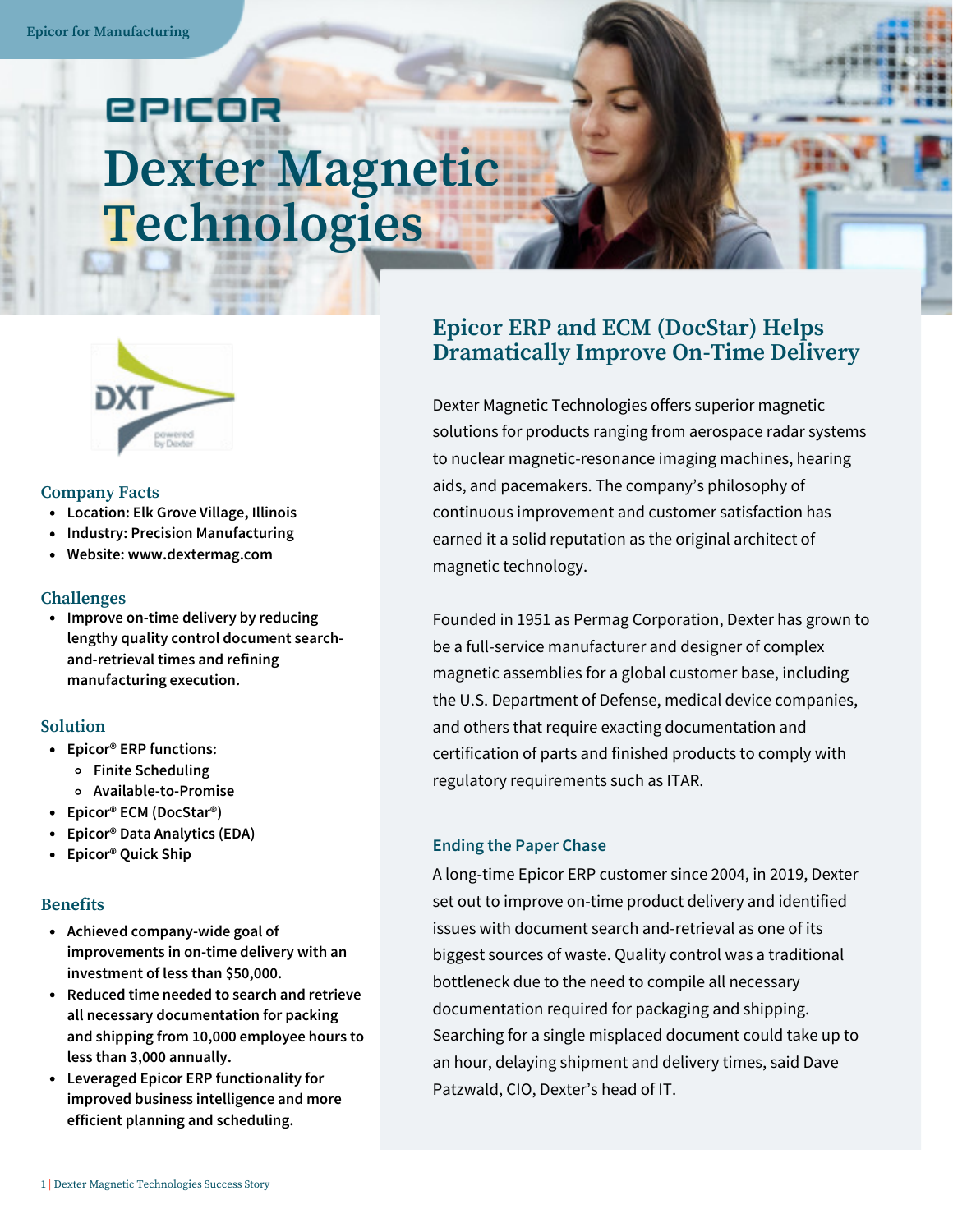Epicor for Manufacturing

EPICOR

# Dexter Magnetic Technologies

### Company Facts

- Location: Elk Grove Village, Illinois
- Industry: Precision Manufacturing
- Website: www.dextermag.com

### Challenges

- Improve on-time delivery by reducing lengthy quality control document search-and-retrieval times and refining manufacturing execution.

### Solution

- Epicor® ERP functions:
  - Finite Scheduling
  - Available-to-Promise
- Epicor® ECM (DocStar®)
- Epicor® Data Analytics (EDA)
- Epicor® Quick Ship

### Benefits

- Achieved company-wide goal of improvements in on-time delivery with an investment of less than $50,000.
- Reduced time needed to search and retrieve all necessary documentation for packing and shipping from 10,000 employee hours to less than 3,000 annually.
- Leveraged Epicor ERP functionality for improved business intelligence and more efficient planning and scheduling.

## Epicor ERP and ECM (DocStar) Helps Dramatically Improve On-Time Delivery

Dexter Magnetic Technologies offers superior magnetic solutions for products ranging from aerospace radar systems to nuclear magnetic-resonance imaging machines, hearing aids, and pacemakers. The company's philosophy of continuous improvement and customer satisfaction has earned it a solid reputation as the original architect of magnetic technology.

Founded in 1951 as Permag Corporation, Dexter has grown to be a full-service manufacturer and designer of complex magnetic assemblies for a global customer base, including the U.S. Department of Defense, medical device companies, and others that require exacting documentation and certification of parts and finished products to comply with regulatory requirements such as ITAR.

### Ending the Paper Chase

A long-time Epicor ERP customer since 2004, in 2019, Dexter set out to improve on-time product delivery and identified issues with document search and-retrieval as one of its biggest sources of waste. Quality control was a traditional bottleneck due to the need to compile all necessary documentation required for packaging and shipping. Searching for a single misplaced document could take up to an hour, delaying shipment and delivery times, said Dave Patzwald, CIO, Dexter's head of IT.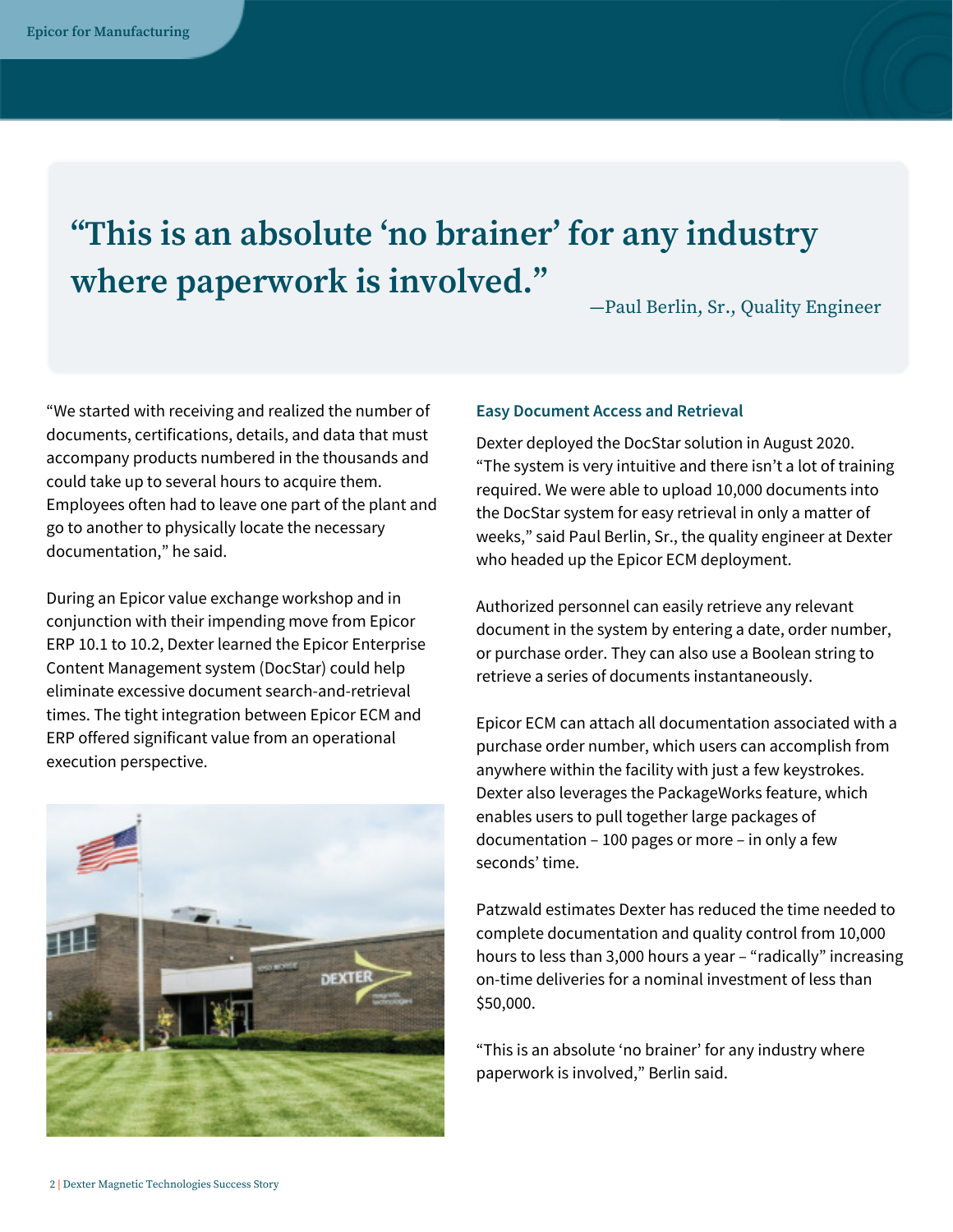> **"This is an absolute 'no brainer' for any industry where paperwork is involved."**
> —Paul Berlin, Sr., Quality Engineer

"We started with receiving and realized the number of documents, certifications, details, and data that must accompany products numbered in the thousands and could take up to several hours to acquire them. Employees often had to leave one part of the plant and go to another to physically locate the necessary documentation," he said.

During an Epicor value exchange workshop and in conjunction with their impending move from Epicor ERP 10.1 to 10.2, Dexter learned the Epicor Enterprise Content Management system (DocStar) could help eliminate excessive document search-and-retrieval times. The tight integration between Epicor ECM and ERP offered significant value from an operational execution perspective.

## Easy Document Access and Retrieval

Dexter deployed the DocStar solution in August 2020. "The system is very intuitive and there isn't a lot of training required. We were able to upload 10,000 documents into the DocStar system for easy retrieval in only a matter of weeks," said Paul Berlin, Sr., the quality engineer at Dexter who headed up the Epicor ECM deployment.

Authorized personnel can easily retrieve any relevant document in the system by entering a date, order number, or purchase order. They can also use a Boolean string to retrieve a series of documents instantaneously.

Epicor ECM can attach all documentation associated with a purchase order number, which users can accomplish from anywhere within the facility with just a few keystrokes. Dexter also leverages the PackageWorks feature, which enables users to pull together large packages of documentation – 100 pages or more – in only a few seconds' time.

Patzwald estimates Dexter has reduced the time needed to complete documentation and quality control from 10,000 hours to less than 3,000 hours a year – "radically" increasing on-time deliveries for a nominal investment of less than $50,000.

"This is an absolute 'no brainer' for any industry where paperwork is involved," Berlin said.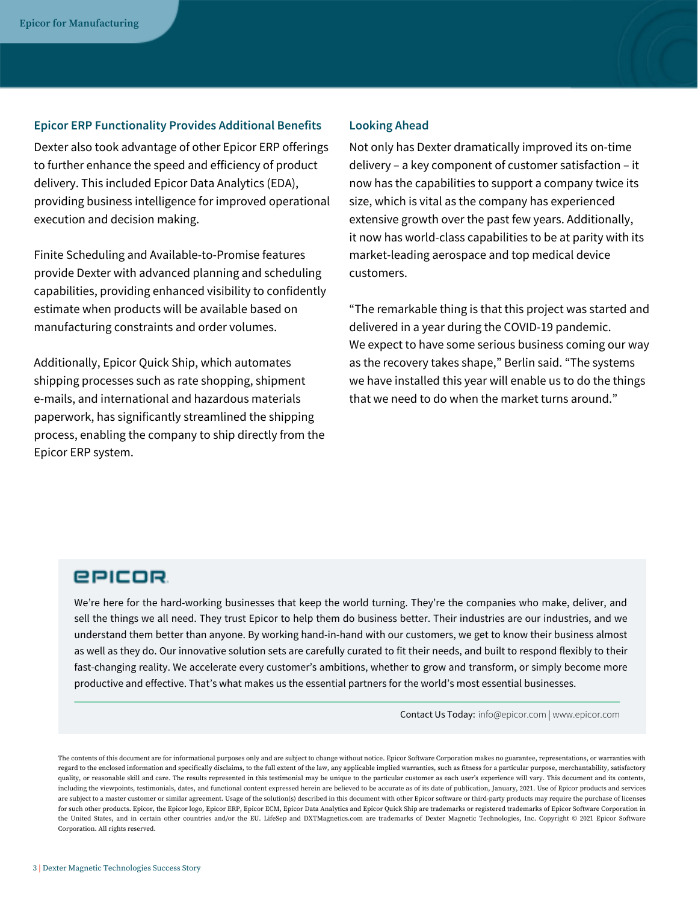## Epicor ERP Functionality Provides Additional Benefits

Dexter also took advantage of other Epicor ERP offerings to further enhance the speed and efficiency of product delivery. This included Epicor Data Analytics (EDA), providing business intelligence for improved operational execution and decision making.

Finite Scheduling and Available-to-Promise features provide Dexter with advanced planning and scheduling capabilities, providing enhanced visibility to confidently estimate when products will be available based on manufacturing constraints and order volumes.

Additionally, Epicor Quick Ship, which automates shipping processes such as rate shopping, shipment e-mails, and international and hazardous materials paperwork, has significantly streamlined the shipping process, enabling the company to ship directly from the Epicor ERP system.

## Looking Ahead

Not only has Dexter dramatically improved its on-time delivery – a key component of customer satisfaction – it now has the capabilities to support a company twice its size, which is vital as the company has experienced extensive growth over the past few years. Additionally, it now has world-class capabilities to be at parity with its market-leading aerospace and top medical device customers.

"The remarkable thing is that this project was started and delivered in a year during the COVID-19 pandemic. We expect to have some serious business coming our way as the recovery takes shape," Berlin said. "The systems we have installed this year will enable us to do the things that we need to do when the market turns around."

**EPICOR**

We're here for the hard-working businesses that keep the world turning. They're the companies who make, deliver, and sell the things we all need. They trust Epicor to help them do business better. Their industries are our industries, and we understand them better than anyone. By working hand-in-hand with our customers, we get to know their business almost as well as they do. Our innovative solution sets are carefully curated to fit their needs, and built to respond flexibly to their fast-changing reality. We accelerate every customer's ambitions, whether to grow and transform, or simply become more productive and effective. That's what makes us the essential partners for the world's most essential businesses.

Contact Us Today: info@epicor.com | www.epicor.com

The contents of this document are for informational purposes only and are subject to change without notice. Epicor Software Corporation makes no guarantee, representations, or warranties with regard to the enclosed information and specifically disclaims, to the full extent of the law, any applicable implied warranties, such as fitness for a particular purpose, merchantability, satisfactory quality, or reasonable skill and care. The results represented in this testimonial may be unique to the particular customer as each user's experience will vary. This document and its contents, including the viewpoints, testimonials, dates, and functional content expressed herein are believed to be accurate as of its date of publication, January, 2021. Use of Epicor products and services are subject to a master customer or similar agreement. Usage of the solution(s) described in this document with other Epicor software or third-party products may require the purchase of licenses for such other products. Epicor, the Epicor logo, Epicor ERP, Epicor ECM, Epicor Data Analytics and Epicor Quick Ship are trademarks or registered trademarks of Epicor Software Corporation in the United States, and in certain other countries and/or the EU. LifeSep and DXTMagnetics.com are trademarks of Dexter Magnetic Technologies, Inc. Copyright © 2021 Epicor Software Corporation. All rights reserved.